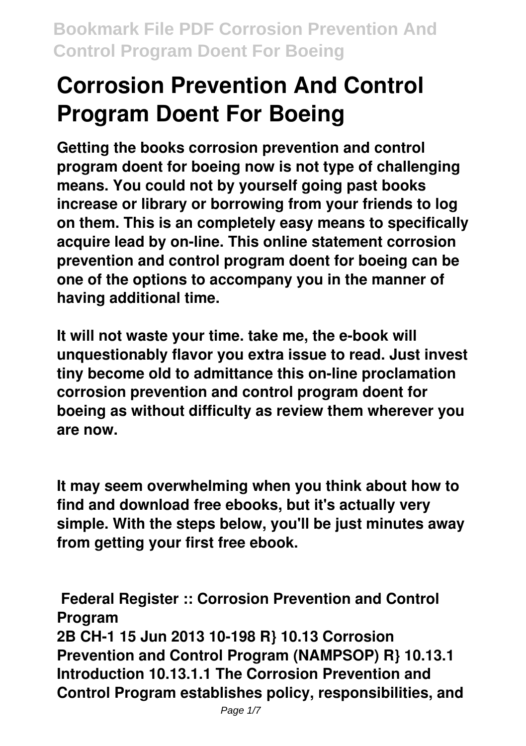# Corrosion Prevention And Control Program Doent For Boeing

**Getting the books corrosion prevention and control program doent for boeing now is not type of challenging means. You could not by yourself going past books increase or library or borrowing from your friends to log on them. This is an completely easy means to specifically acquire lead by on-line. This online statement corrosion prevention and control program doent for boeing can be one of the options to accompany you in the manner of having additional time.**

**It will not waste your time. take me, the e-book will unquestionably flavor you extra issue to read. Just invest tiny become old to admittance this on-line proclamation corrosion prevention and control program doent for boeing as without difficulty as review them wherever you are now.**

**It may seem overwhelming when you think about how to find and download free ebooks, but it's actually very simple. With the steps below, you'll be just minutes away from getting your first free ebook.**

**Federal Register :: Corrosion Prevention and Control Program**

**2B CH-1 15 Jun 2013 10-198 R} 10.13 Corrosion Prevention and Control Program (NAMPSOP) R} 10.13.1 Introduction 10.13.1.1 The Corrosion Prevention and Control Program establishes policy, responsibilities, and**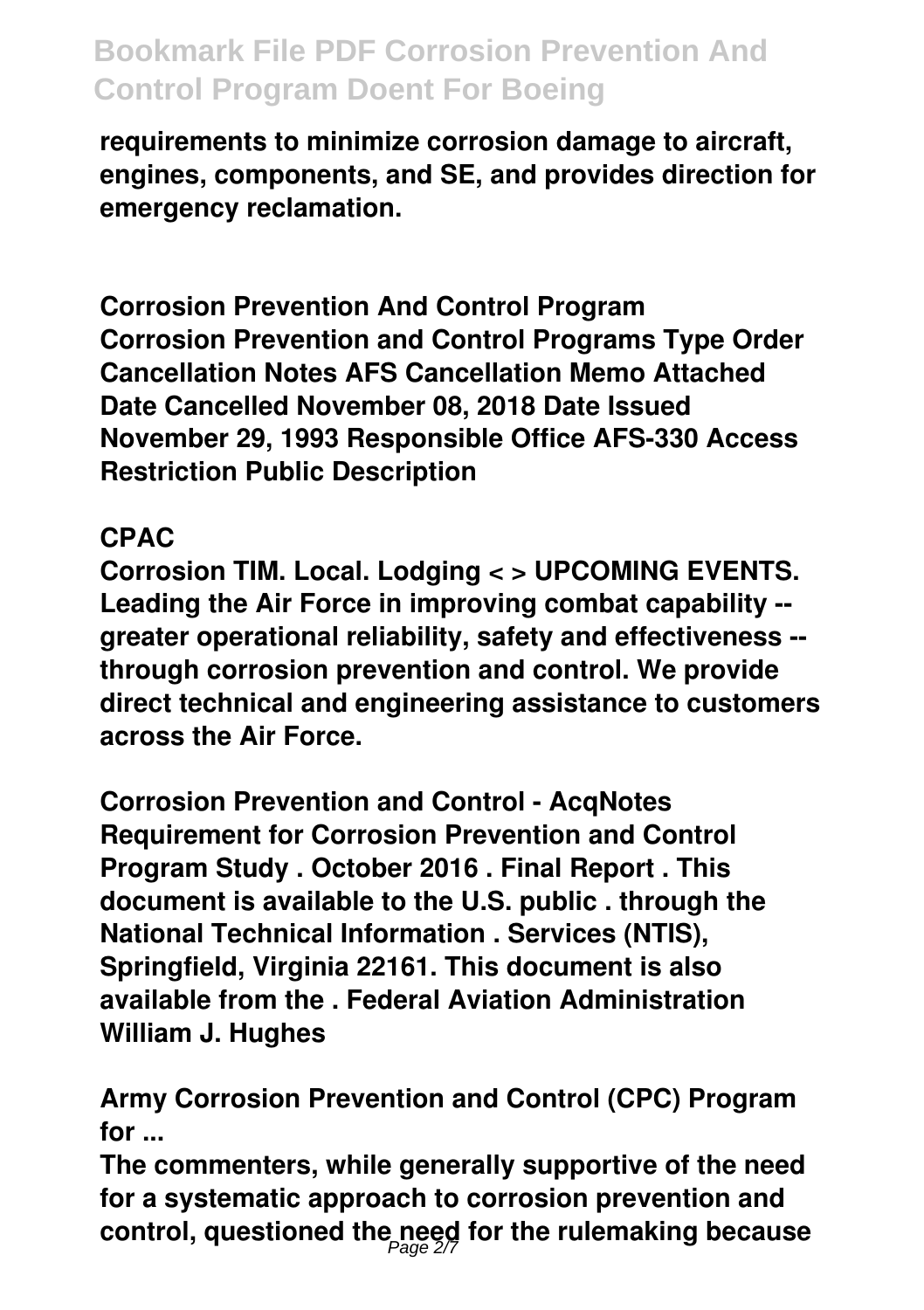requirements to minimize corrosion damage to aircraft, engines, components, and SE, and provides direction for emergency reclamation.

**Corrosion Prevention And Control Program**

Corrosion Prevention and Control Programs Type Order Cancellation Notes AFS Cancellation Memo Attached Date Cancelled November 08, 2018 Date Issued November 29, 1993 Responsible Office AFS-330 Access Restriction Public Description

**CPAC**

Corrosion TIM. Local. Lodging < > UPCOMING EVENTS. Leading the Air Force in improving combat capability -- greater operational reliability, safety and effectiveness -- through corrosion prevention and control. We provide direct technical and engineering assistance to customers across the Air Force.

**Corrosion Prevention and Control - AcqNotes**

Requirement for Corrosion Prevention and Control Program Study . October 2016 . Final Report . This document is available to the U.S. public . through the National Technical Information . Services (NTIS), Springfield, Virginia 22161. This document is also available from the . Federal Aviation Administration William J. Hughes

**Army Corrosion Prevention and Control (CPC) Program for ...**

The commenters, while generally supportive of the need for a systematic approach to corrosion prevention and control, questioned the need for the rulemaking because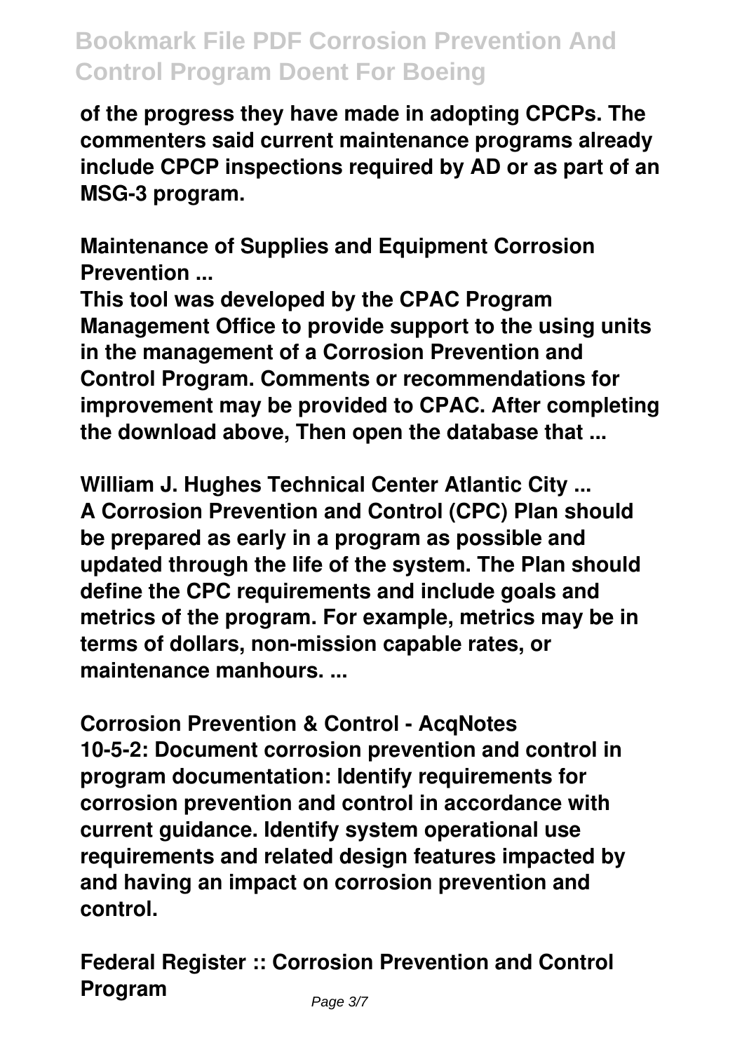of the progress they have made in adopting CPCPs. The commenters said current maintenance programs already include CPCP inspections required by AD or as part of an MSG-3 program.

**Maintenance of Supplies and Equipment Corrosion Prevention ...**

This tool was developed by the CPAC Program Management Office to provide support to the using units in the management of a Corrosion Prevention and Control Program. Comments or recommendations for improvement may be provided to CPAC. After completing the download above, Then open the database that ...

**William J. Hughes Technical Center Atlantic City ...**

A Corrosion Prevention and Control (CPC) Plan should be prepared as early in a program as possible and updated through the life of the system. The Plan should define the CPC requirements and include goals and metrics of the program. For example, metrics may be in terms of dollars, non-mission capable rates, or maintenance manhours. ...

**Corrosion Prevention & Control - AcqNotes**

10-5-2: Document corrosion prevention and control in program documentation: Identify requirements for corrosion prevention and control in accordance with current guidance. Identify system operational use requirements and related design features impacted by and having an impact on corrosion prevention and control.

**Federal Register :: Corrosion Prevention and Control Program**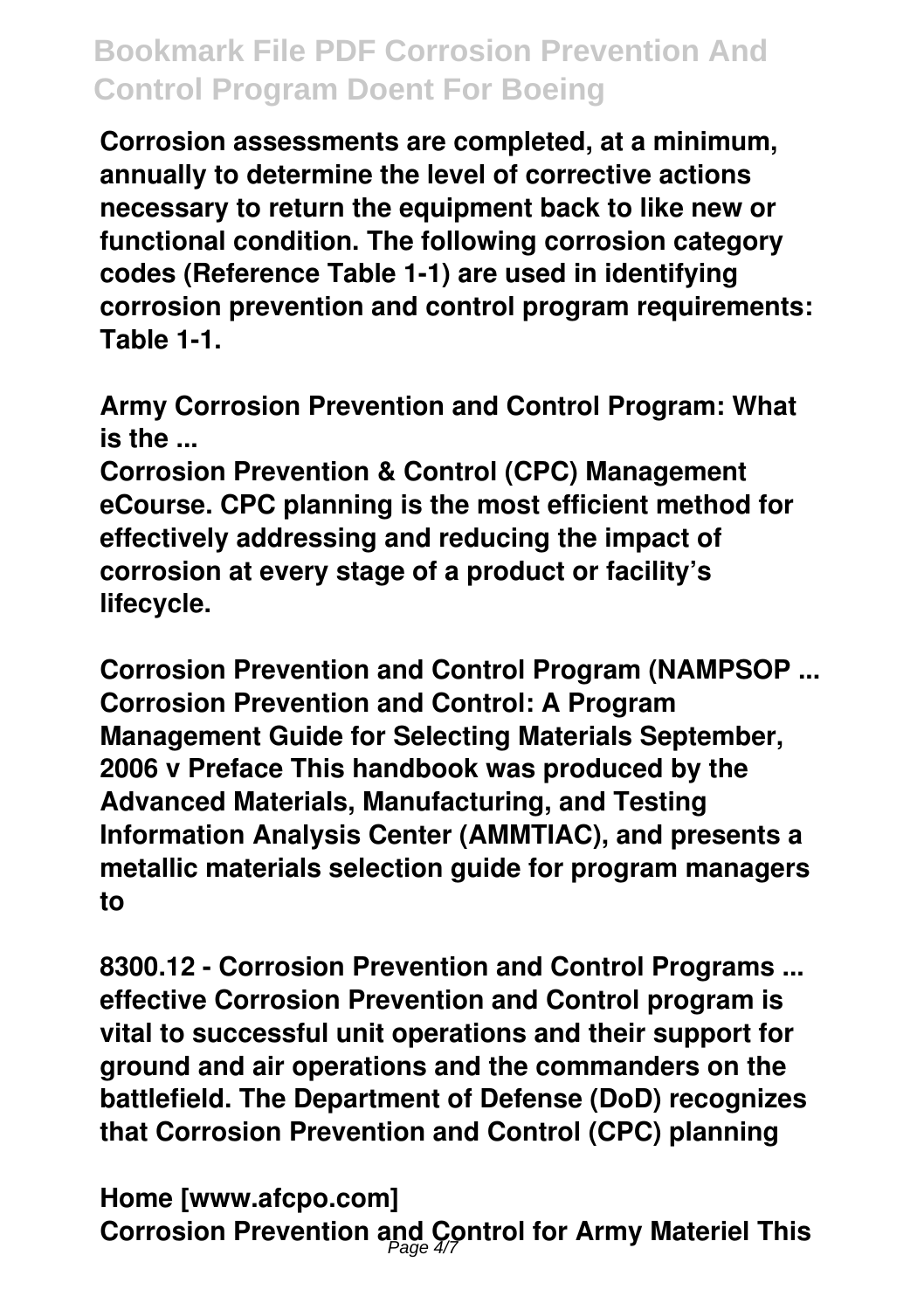Corrosion assessments are completed, at a minimum, annually to determine the level of corrective actions necessary to return the equipment back to like new or functional condition. The following corrosion category codes (Reference Table 1-1) are used in identifying corrosion prevention and control program requirements: Table 1-1.

**Army Corrosion Prevention and Control Program: What is the ...**

Corrosion Prevention & Control (CPC) Management eCourse. CPC planning is the most efficient method for effectively addressing and reducing the impact of corrosion at every stage of a product or facility's lifecycle.

**Corrosion Prevention and Control Program (NAMPSOP ...**

Corrosion Prevention and Control: A Program Management Guide for Selecting Materials September, 2006 v Preface This handbook was produced by the Advanced Materials, Manufacturing, and Testing Information Analysis Center (AMMTIAC), and presents a metallic materials selection guide for program managers to

**8300.12 - Corrosion Prevention and Control Programs ...**

effective Corrosion Prevention and Control program is vital to successful unit operations and their support for ground and air operations and the commanders on the battlefield. The Department of Defense (DoD) recognizes that Corrosion Prevention and Control (CPC) planning

**Home [www.afcpo.com]**

Corrosion Prevention and Control for Army Materiel This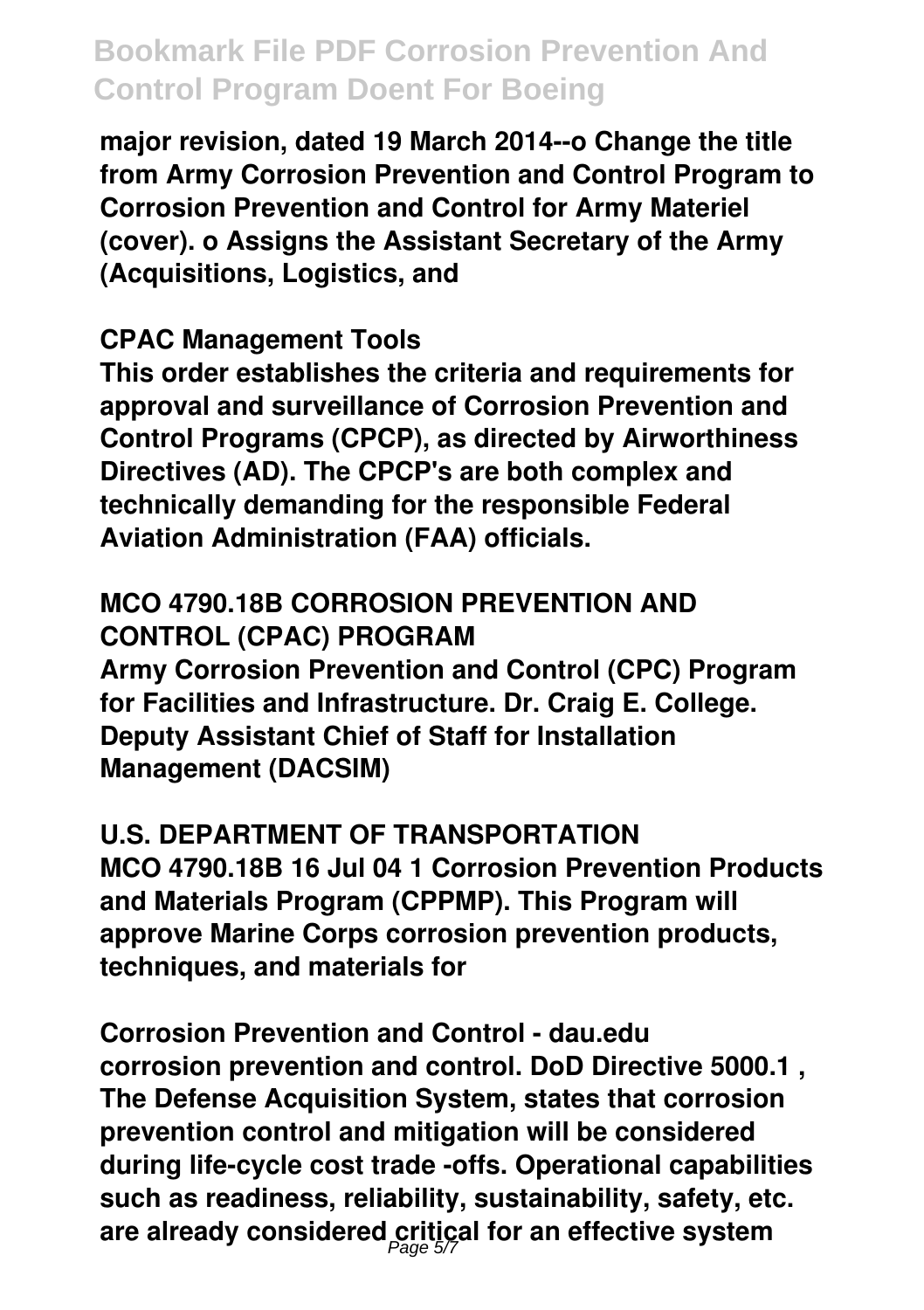major revision, dated 19 March 2014--o Change the title from Army Corrosion Prevention and Control Program to Corrosion Prevention and Control for Army Materiel (cover). o Assigns the Assistant Secretary of the Army (Acquisitions, Logistics, and

## CPAC Management Tools

This order establishes the criteria and requirements for approval and surveillance of Corrosion Prevention and Control Programs (CPCP), as directed by Airworthiness Directives (AD). The CPCP's are both complex and technically demanding for the responsible Federal Aviation Administration (FAA) officials.

## MCO 4790.18B CORROSION PREVENTION AND CONTROL (CPAC) PROGRAM

Army Corrosion Prevention and Control (CPC) Program for Facilities and Infrastructure. Dr. Craig E. College. Deputy Assistant Chief of Staff for Installation Management (DACSIM)

## U.S. DEPARTMENT OF TRANSPORTATION

MCO 4790.18B 16 Jul 04 1 Corrosion Prevention Products and Materials Program (CPPMP). This Program will approve Marine Corps corrosion prevention products, techniques, and materials for

## Corrosion Prevention and Control - dau.edu

corrosion prevention and control. DoD Directive 5000.1 , The Defense Acquisition System, states that corrosion prevention control and mitigation will be considered during life-cycle cost trade -offs. Operational capabilities such as readiness, reliability, sustainability, safety, etc. are already considered critical for an effective system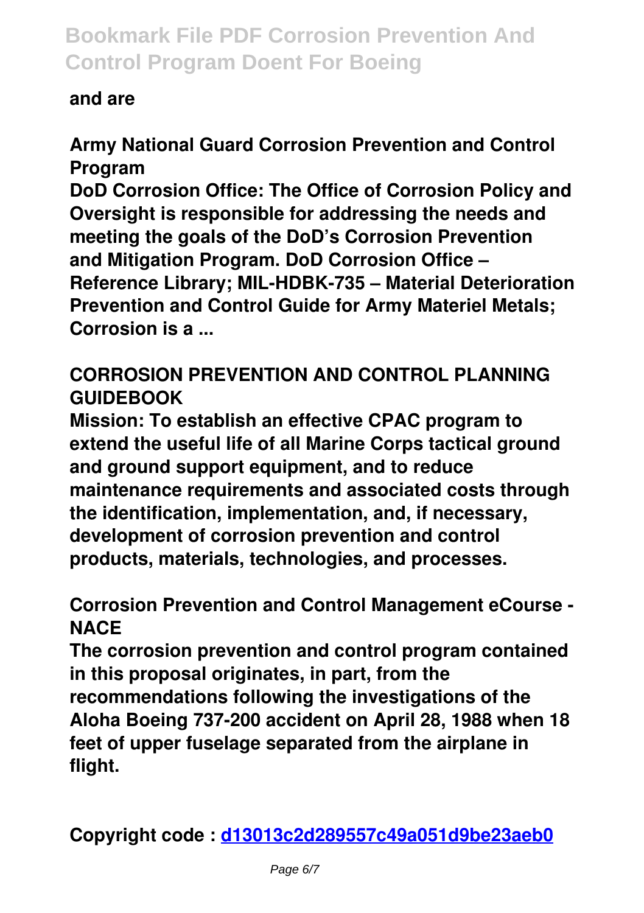and are

**Army National Guard Corrosion Prevention and Control Program**

**DoD Corrosion Office: The Office of Corrosion Policy and Oversight is responsible for addressing the needs and meeting the goals of the DoD's Corrosion Prevention and Mitigation Program. DoD Corrosion Office – Reference Library; MIL-HDBK-735 – Material Deterioration Prevention and Control Guide for Army Materiel Metals; Corrosion is a ...**

**CORROSION PREVENTION AND CONTROL PLANNING GUIDEBOOK**

**Mission: To establish an effective CPAC program to extend the useful life of all Marine Corps tactical ground and ground support equipment, and to reduce maintenance requirements and associated costs through the identification, implementation, and, if necessary, development of corrosion prevention and control products, materials, technologies, and processes.**

**Corrosion Prevention and Control Management eCourse - NACE**

**The corrosion prevention and control program contained in this proposal originates, in part, from the recommendations following the investigations of the Aloha Boeing 737-200 accident on April 28, 1988 when 18 feet of upper fuselage separated from the airplane in flight.**

**Copyright code : d13013c2d289557c49a051d9be23aeb0**